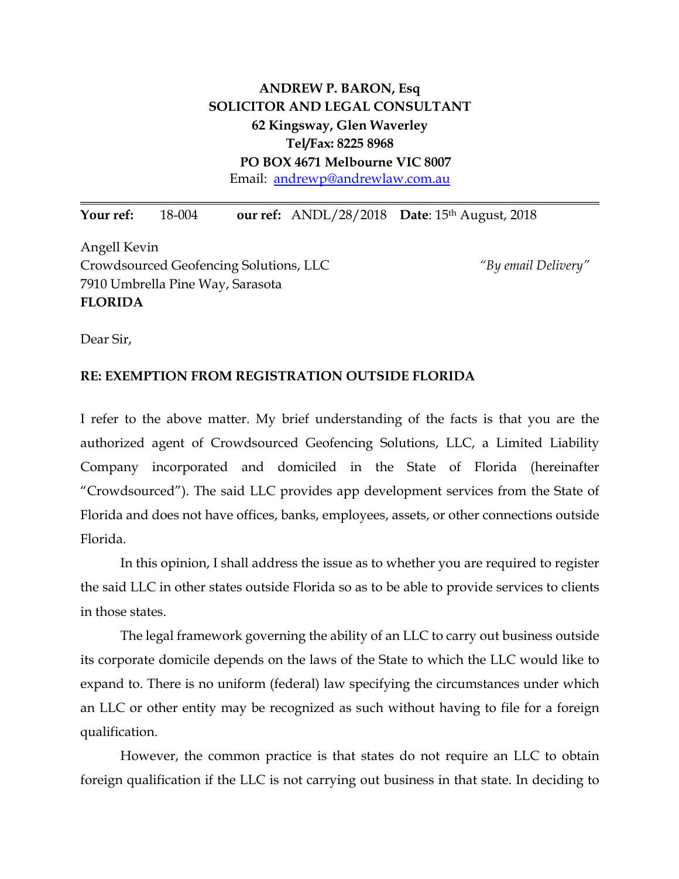**ANDREW P. BARON, Esq**
**SOLICITOR AND LEGAL CONSULTANT**
**62 Kingsway, Glen Waverley**
**Tel/Fax: 8225 8968**
**PO BOX 4671 Melbourne VIC 8007**
Email: andrewp@andrewlaw.com.au

---

**Your ref:** 18-004 **our ref:** ANDL/28/2018 **Date**: 15th August, 2018

Angell Kevin
Crowdsourced Geofencing Solutions, LLC *"By email Delivery"*
7910 Umbrella Pine Way, Sarasota
**FLORIDA**

Dear Sir,

**RE: EXEMPTION FROM REGISTRATION OUTSIDE FLORIDA**

I refer to the above matter. My brief understanding of the facts is that you are the authorized agent of Crowdsourced Geofencing Solutions, LLC, a Limited Liability Company incorporated and domiciled in the State of Florida (hereinafter "Crowdsourced"). The said LLC provides app development services from the State of Florida and does not have offices, banks, employees, assets, or other connections outside Florida.

In this opinion, I shall address the issue as to whether you are required to register the said LLC in other states outside Florida so as to be able to provide services to clients in those states.

The legal framework governing the ability of an LLC to carry out business outside its corporate domicile depends on the laws of the State to which the LLC would like to expand to. There is no uniform (federal) law specifying the circumstances under which an LLC or other entity may be recognized as such without having to file for a foreign qualification.

However, the common practice is that states do not require an LLC to obtain foreign qualification if the LLC is not carrying out business in that state. In deciding to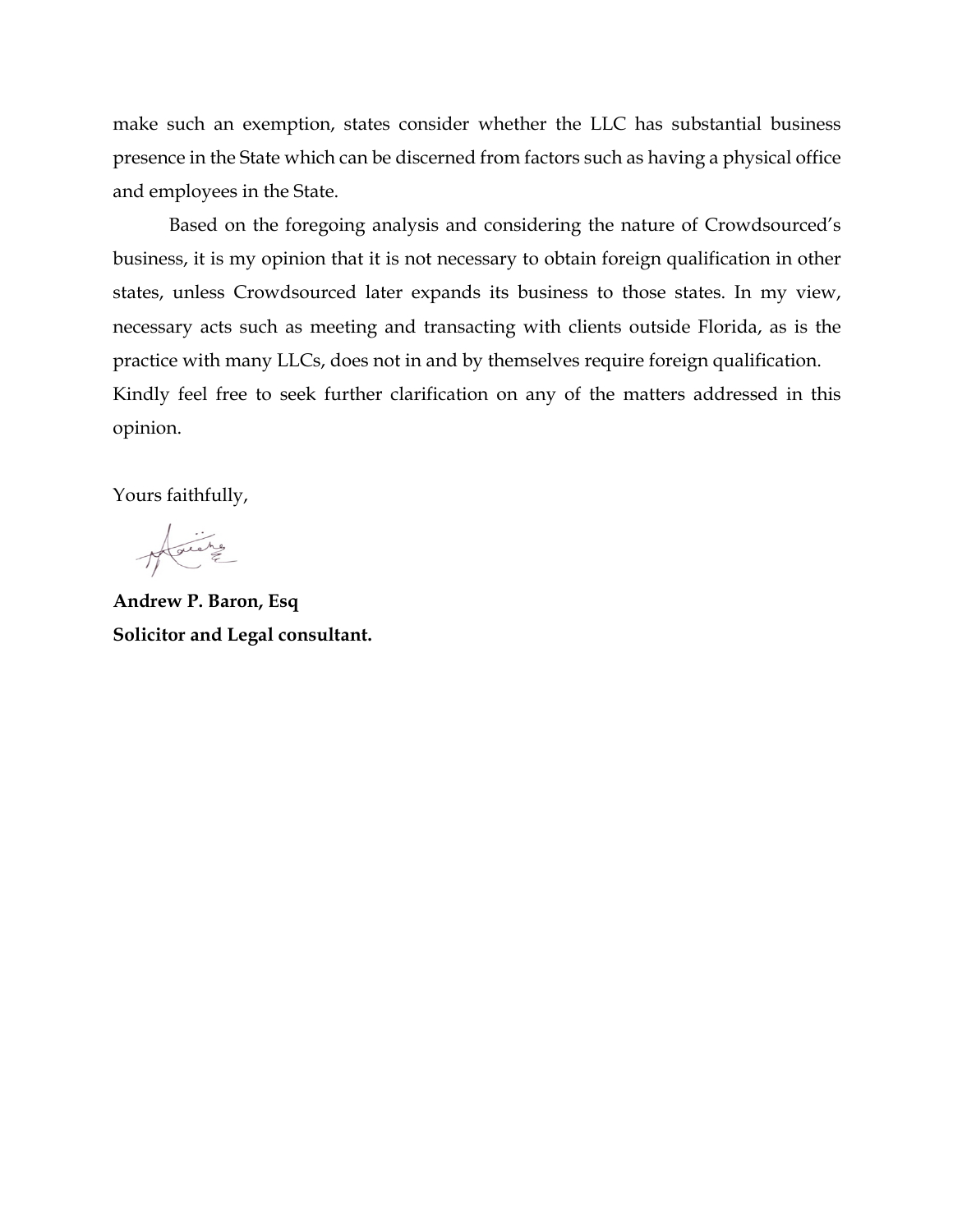make such an exemption, states consider whether the LLC has substantial business presence in the State which can be discerned from factors such as having a physical office and employees in the State.

Based on the foregoing analysis and considering the nature of Crowdsourced's business, it is my opinion that it is not necessary to obtain foreign qualification in other states, unless Crowdsourced later expands its business to those states. In my view, necessary acts such as meeting and transacting with clients outside Florida, as is the practice with many LLCs, does not in and by themselves require foreign qualification.

Kindly feel free to seek further clarification on any of the matters addressed in this opinion.

Yours faithfully,

**Andrew P. Baron, Esq**
**Solicitor and Legal consultant.**